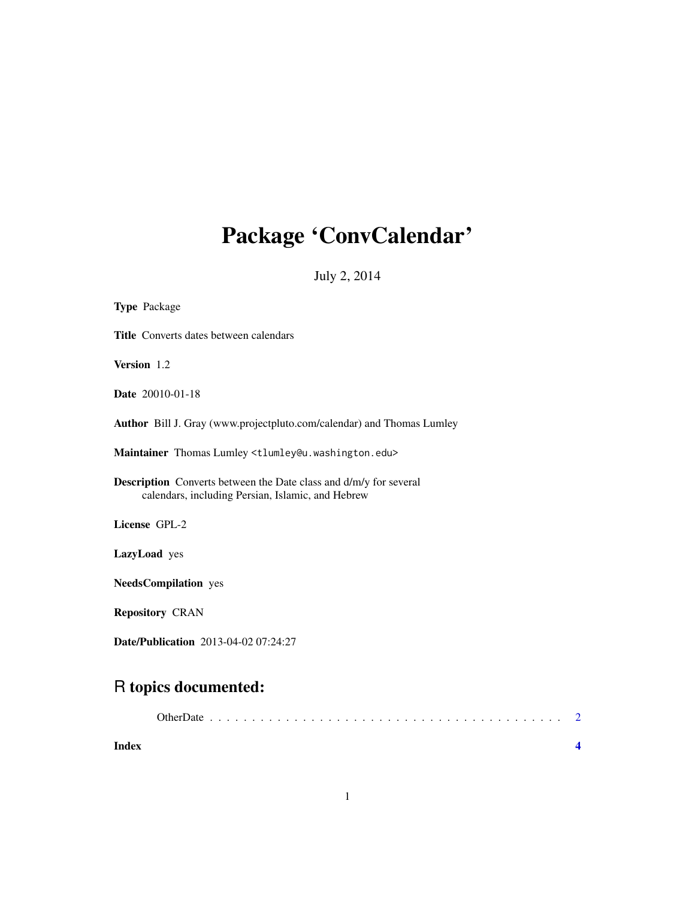# Package 'ConvCalendar'

July 2, 2014

**Type** Package

**Title** Converts dates between calendars

**Version** 1.2

**Date** 20010-01-18

**Author** Bill J. Gray (www.projectpluto.com/calendar) and Thomas Lumley

**Maintainer** Thomas Lumley <tlumley@u.washington.edu>

**Description** Converts between the Date class and d/m/y for several calendars, including Persian, Islamic, and Hebrew

**License** GPL-2

**LazyLoad** yes

**NeedsCompilation** yes

**Repository** CRAN

**Date/Publication** 2013-04-02 07:24:27

## R topics documented:

OtherDate . . . . . . . . . . . . . . . . . . . . . . . . . . . . . . . . . . . . . . . . . . 2

**Index** **4**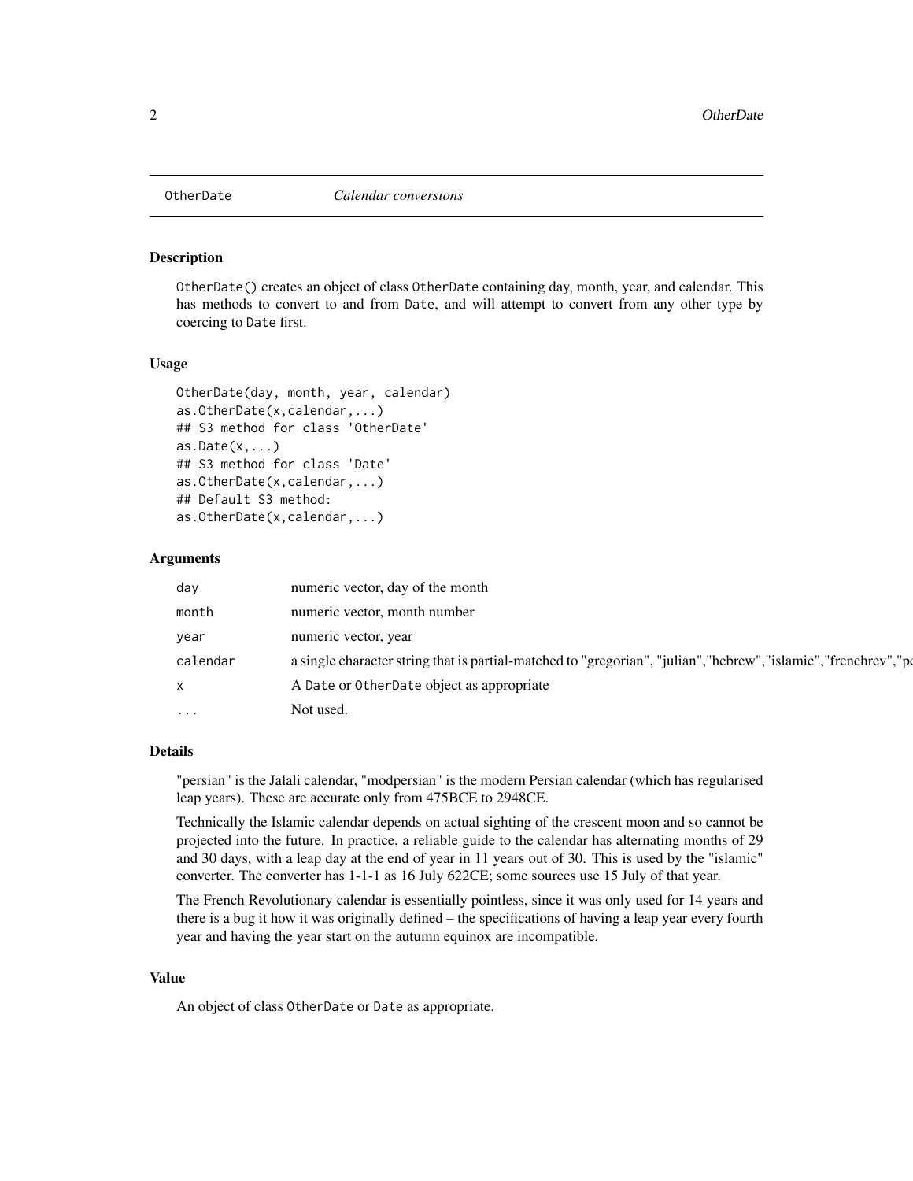OtherDate *Calendar conversions*

### Description

OtherDate() creates an object of class OtherDate containing day, month, year, and calendar. This has methods to convert to and from Date, and will attempt to convert from any other type by coercing to Date first.

### Usage

```
OtherDate(day, month, year, calendar)
as.OtherDate(x,calendar,...)
## S3 method for class 'OtherDate'
as.Date(x,...)
## S3 method for class 'Date'
as.OtherDate(x,calendar,...)
## Default S3 method:
as.OtherDate(x,calendar,...)
```

### Arguments

| | |
|---|---|
| day | numeric vector, day of the month |
| month | numeric vector, month number |
| year | numeric vector, year |
| calendar | a single character string that is partial-matched to "gregorian", "julian","hebrew","islamic","frenchrev","pe |
| x | A Date or OtherDate object as appropriate |
| ... | Not used. |

### Details

"persian" is the Jalali calendar, "modpersian" is the modern Persian calendar (which has regularised leap years). These are accurate only from 475BCE to 2948CE.

Technically the Islamic calendar depends on actual sighting of the crescent moon and so cannot be projected into the future. In practice, a reliable guide to the calendar has alternating months of 29 and 30 days, with a leap day at the end of year in 11 years out of 30. This is used by the "islamic" converter. The converter has 1-1-1 as 16 July 622CE; some sources use 15 July of that year.

The French Revolutionary calendar is essentially pointless, since it was only used for 14 years and there is a bug it how it was originally defined – the specifications of having a leap year every fourth year and having the year start on the autumn equinox are incompatible.

### Value

An object of class OtherDate or Date as appropriate.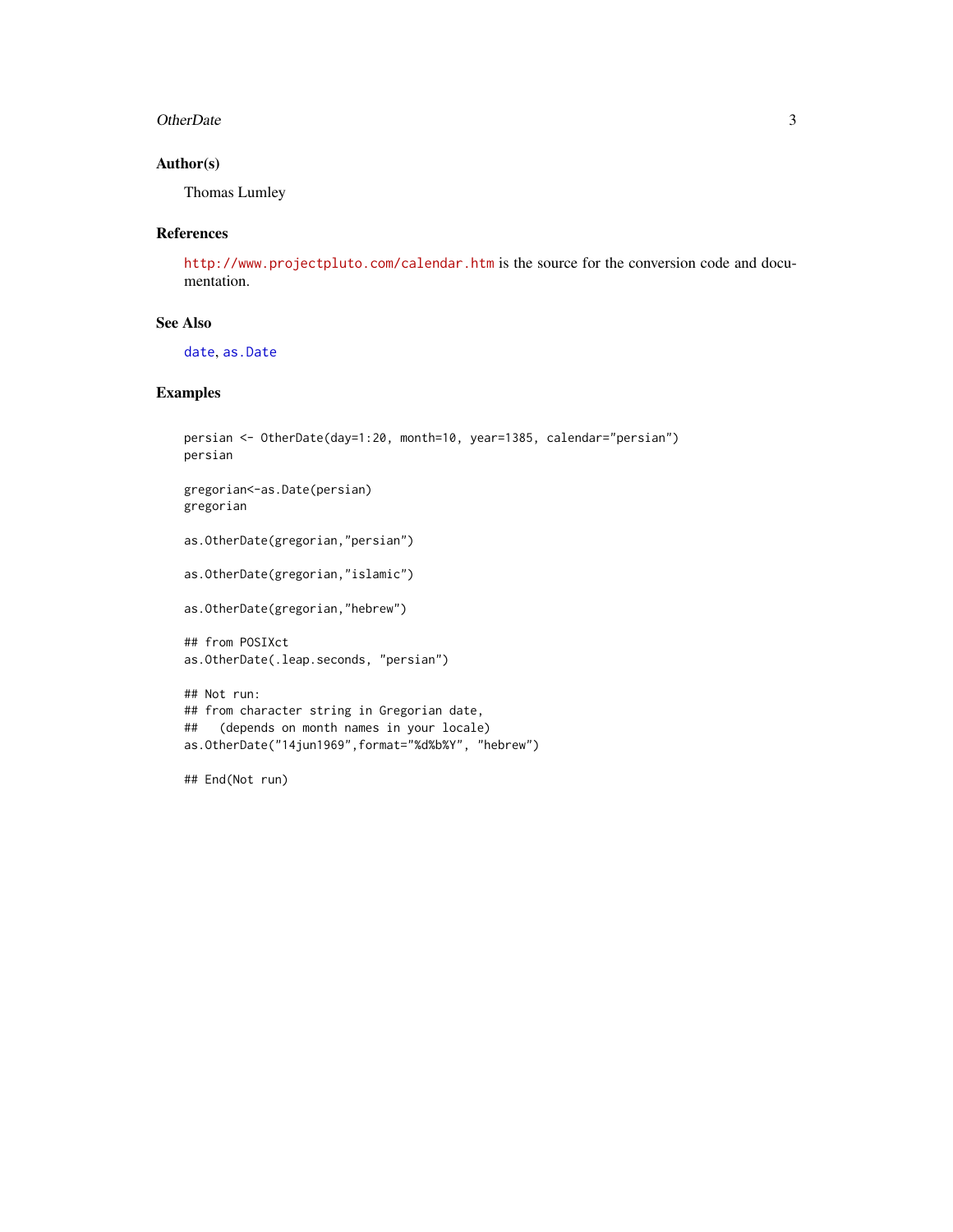### Author(s)

Thomas Lumley

### References

http://www.projectpluto.com/calendar.htm is the source for the conversion code and documentation.

### See Also

date, as.Date

### Examples

```
persian <- OtherDate(day=1:20, month=10, year=1385, calendar="persian")
persian

gregorian<-as.Date(persian)
gregorian

as.OtherDate(gregorian,"persian")

as.OtherDate(gregorian,"islamic")

as.OtherDate(gregorian,"hebrew")

## from POSIXct
as.OtherDate(.leap.seconds, "persian")

## Not run:
## from character string in Gregorian date,
##   (depends on month names in your locale)
as.OtherDate("14jun1969",format="%d%b%Y", "hebrew")

## End(Not run)
```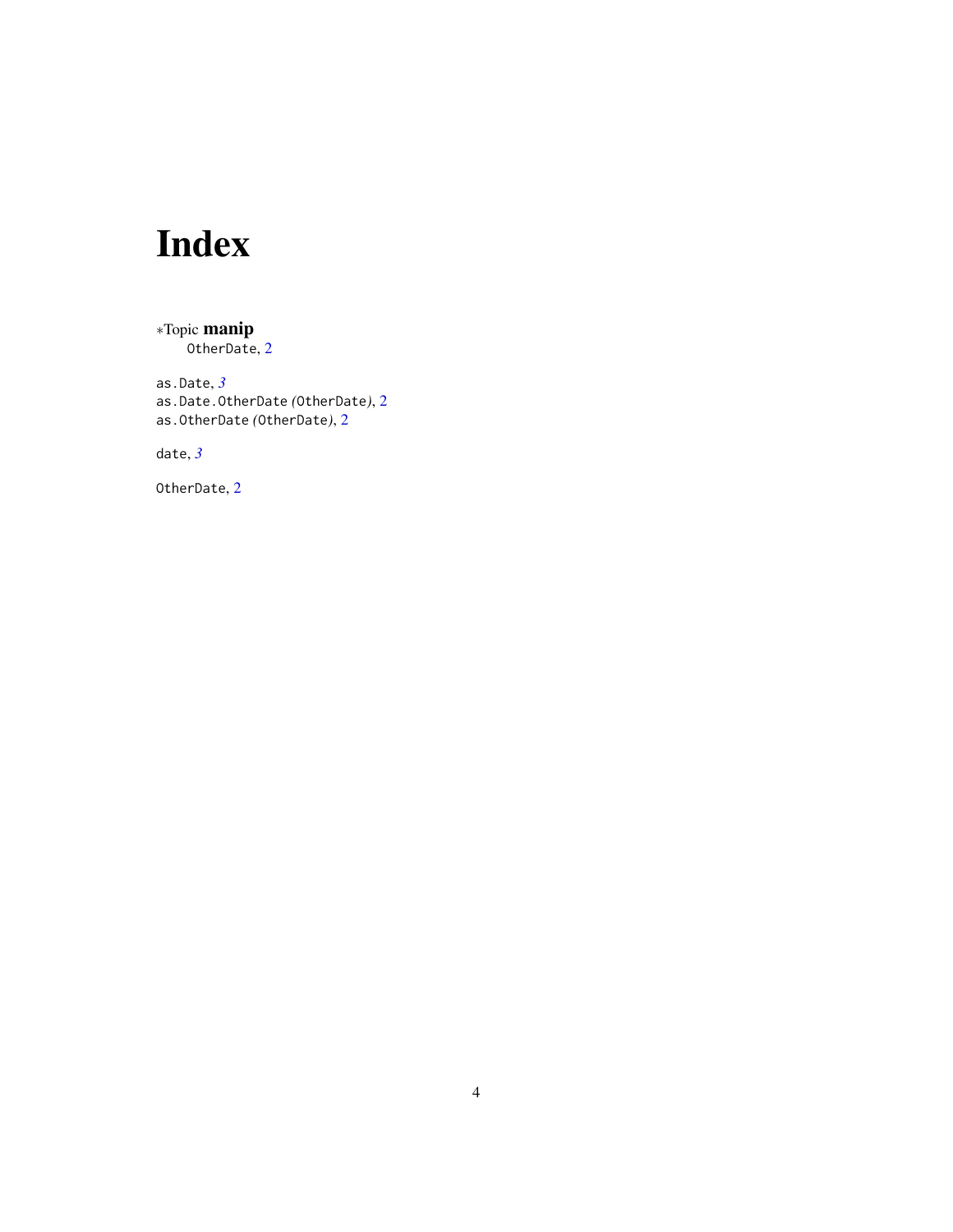# Index

*Topic **manip**

OtherDate, 2

as.Date, *3*
as.Date.OtherDate *(*OtherDate*)*, 2
as.OtherDate *(*OtherDate*)*, 2

date, *3*

OtherDate, 2